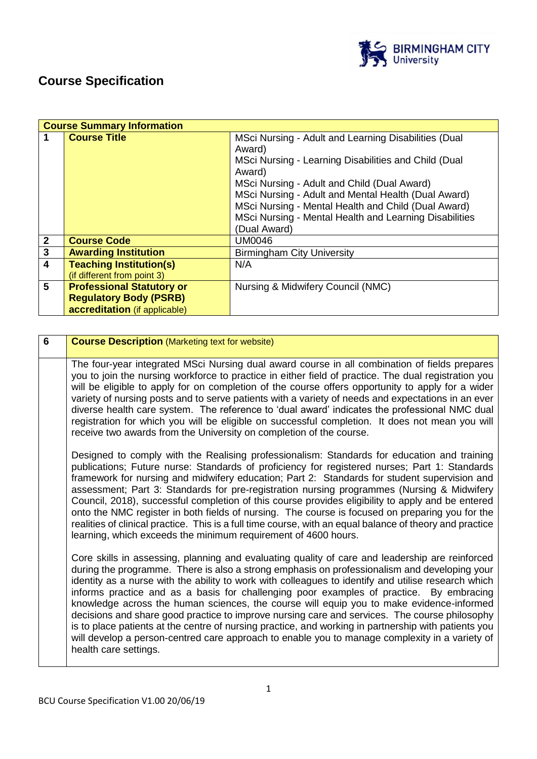# Course Specification

| Course Summary Information | | |
|---|---|---|
| 1 | **Course Title** | MSci Nursing - Adult and Learning Disabilities (Dual Award)<br>MSci Nursing - Learning Disabilities and Child (Dual Award)<br>MSci Nursing - Adult and Child (Dual Award)<br>MSci Nursing - Adult and Mental Health (Dual Award)<br>MSci Nursing - Mental Health and Child (Dual Award)<br>MSci Nursing - Mental Health and Learning Disabilities (Dual Award) |
| 2 | **Course Code** | UM0046 |
| 3 | **Awarding Institution** | Birmingham City University |
| 4 | **Teaching Institution(s)** (if different from point 3) | N/A |
| 5 | **Professional Statutory or Regulatory Body (PSRB) accreditation** (if applicable) | Nursing & Midwifery Council (NMC) |

| 6 | **Course Description** (Marketing text for website) |
|---|---|
| | The four-year integrated MSci Nursing dual award course in all combination of fields prepares you to join the nursing workforce to practice in either field of practice. The dual registration you will be eligible to apply for on completion of the course offers opportunity to apply for a wider variety of nursing posts and to serve patients with a variety of needs and expectations in an ever diverse health care system. The reference to 'dual award' indicates the professional NMC dual registration for which you will be eligible on successful completion. It does not mean you will receive two awards from the University on completion of the course.<br><br>Designed to comply with the Realising professionalism: Standards for education and training publications; Future nurse: Standards of proficiency for registered nurses; Part 1: Standards framework for nursing and midwifery education; Part 2: Standards for student supervision and assessment; Part 3: Standards for pre-registration nursing programmes (Nursing & Midwifery Council, 2018), successful completion of this course provides eligibility to apply and be entered onto the NMC register in both fields of nursing. The course is focused on preparing you for the realities of clinical practice. This is a full time course, with an equal balance of theory and practice learning, which exceeds the minimum requirement of 4600 hours.<br><br>Core skills in assessing, planning and evaluating quality of care and leadership are reinforced during the programme. There is also a strong emphasis on professionalism and developing your identity as a nurse with the ability to work with colleagues to identify and utilise research which informs practice and as a basis for challenging poor examples of practice. By embracing knowledge across the human sciences, the course will equip you to make evidence-informed decisions and share good practice to improve nursing care and services. The course philosophy is to place patients at the centre of nursing practice, and working in partnership with patients you will develop a person-centred care approach to enable you to manage complexity in a variety of health care settings. |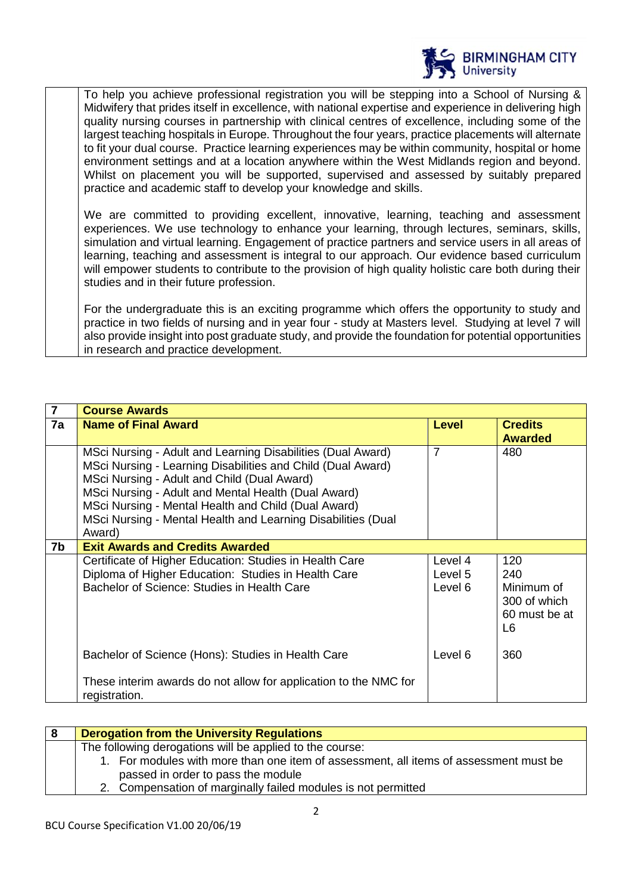| | |
|---|---|
| | To help you achieve professional registration you will be stepping into a School of Nursing & Midwifery that prides itself in excellence, with national expertise and experience in delivering high quality nursing courses in partnership with clinical centres of excellence, including some of the largest teaching hospitals in Europe. Throughout the four years, practice placements will alternate to fit your dual course. Practice learning experiences may be within community, hospital or home environment settings and at a location anywhere within the West Midlands region and beyond. Whilst on placement you will be supported, supervised and assessed by suitably prepared practice and academic staff to develop your knowledge and skills.<br><br>We are committed to providing excellent, innovative, learning, teaching and assessment experiences. We use technology to enhance your learning, through lectures, seminars, skills, simulation and virtual learning. Engagement of practice partners and service users in all areas of learning, teaching and assessment is integral to our approach. Our evidence based curriculum will empower students to contribute to the provision of high quality holistic care both during their studies and in their future profession.<br><br>For the undergraduate this is an exciting programme which offers the opportunity to study and practice in two fields of nursing and in year four - study at Masters level. Studying at level 7 will also provide insight into post graduate study, and provide the foundation for potential opportunities in research and practice development. |

| 7 | **Course Awards** | | |
|---|---|---|---|
| **7a** | **Name of Final Award** | **Level** | **Credits Awarded** |
| | MSci Nursing - Adult and Learning Disabilities (Dual Award)<br>MSci Nursing - Learning Disabilities and Child (Dual Award)<br>MSci Nursing - Adult and Child (Dual Award)<br>MSci Nursing - Adult and Mental Health (Dual Award)<br>MSci Nursing - Mental Health and Child (Dual Award)<br>MSci Nursing - Mental Health and Learning Disabilities (Dual Award) | 7 | 480 |
| **7b** | **Exit Awards and Credits Awarded** | | |
| | Certificate of Higher Education: Studies in Health Care<br>Diploma of Higher Education: Studies in Health Care<br>Bachelor of Science: Studies in Health Care | Level 4<br>Level 5<br>Level 6 | 120<br>240<br>Minimum of 300 of which 60 must be at L6 |
| | Bachelor of Science (Hons): Studies in Health Care<br><br>These interim awards do not allow for application to the NMC for registration. | Level 6 | 360 |

| 8 | **Derogation from the University Regulations** |
|---|---|
| | The following derogations will be applied to the course:<br>1. For modules with more than one item of assessment, all items of assessment must be passed in order to pass the module<br>2. Compensation of marginally failed modules is not permitted |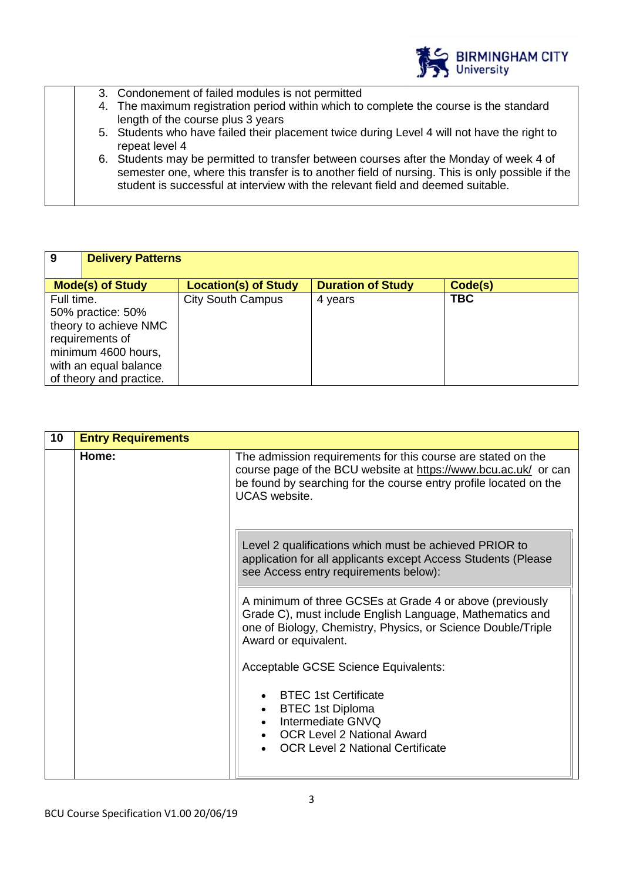3. Condonement of failed modules is not permitted
4. The maximum registration period within which to complete the course is the standard length of the course plus 3 years
5. Students who have failed their placement twice during Level 4 will not have the right to repeat level 4
6. Students may be permitted to transfer between courses after the Monday of week 4 of semester one, where this transfer is to another field of nursing. This is only possible if the student is successful at interview with the relevant field and deemed suitable.

| 9 | **Delivery Patterns** | | |
|---|---|---|---|
| **Mode(s) of Study** | **Location(s) of Study** | **Duration of Study** | **Code(s)** |
| Full time. 50% practice: 50% theory to achieve NMC requirements of minimum 4600 hours, with an equal balance of theory and practice. | City South Campus | 4 years | **TBC** |

| 10 | **Entry Requirements** | |
|---|---|---|
| | **Home:** | The admission requirements for this course are stated on the course page of the BCU website at https://www.bcu.ac.uk/ or can be found by searching for the course entry profile located on the UCAS website. |
| | | Level 2 qualifications which must be achieved PRIOR to application for all applicants except Access Students (Please see Access entry requirements below): |
| | | A minimum of three GCSEs at Grade 4 or above (previously Grade C), must include English Language, Mathematics and one of Biology, Chemistry, Physics, or Science Double/Triple Award or equivalent.<br><br>Acceptable GCSE Science Equivalents:<br><br>• BTEC 1st Certificate<br>• BTEC 1st Diploma<br>• Intermediate GNVQ<br>• OCR Level 2 National Award<br>• OCR Level 2 National Certificate |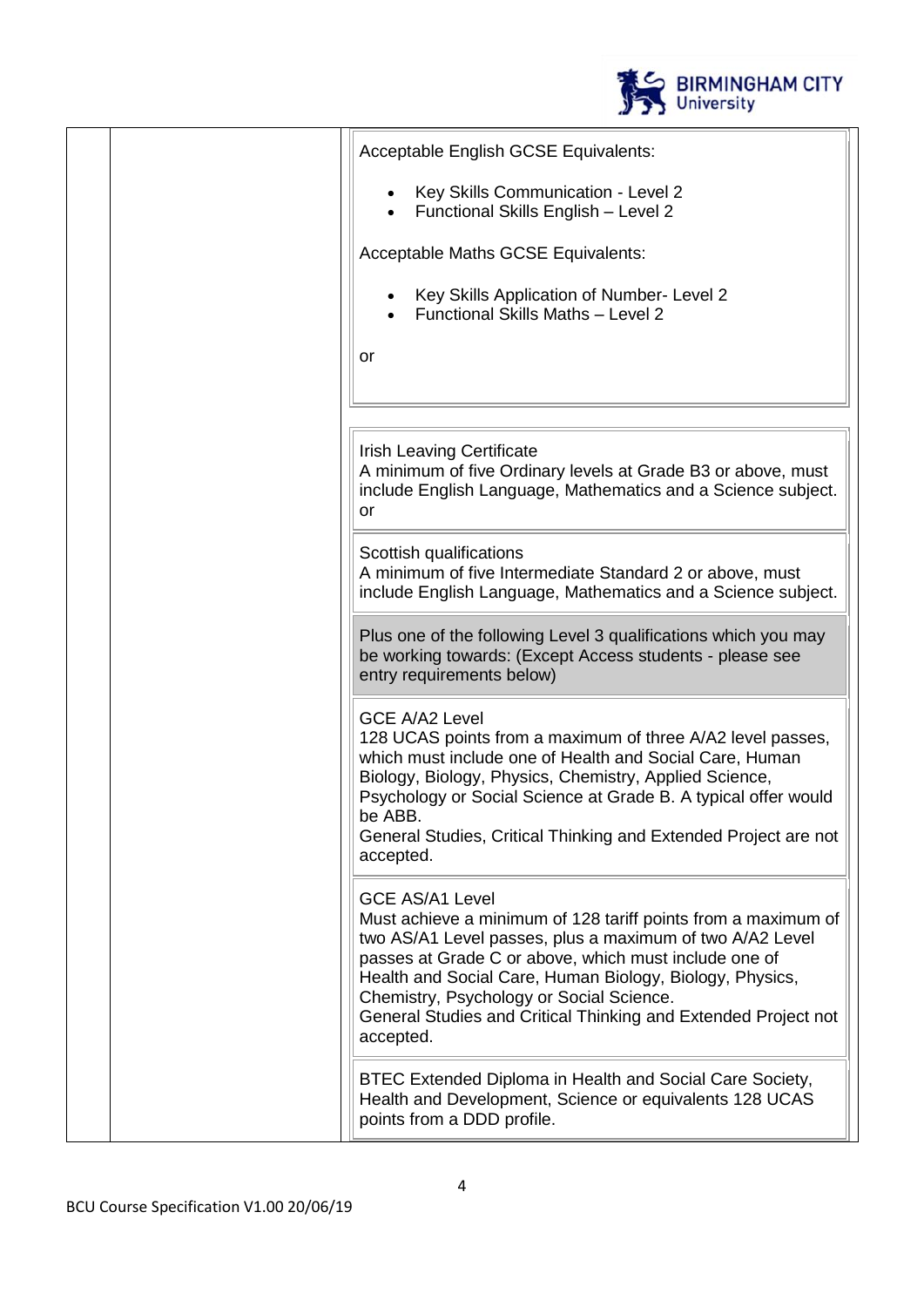| | | |
|---|---|---|
| | | Acceptable English GCSE Equivalents:<br><br>• Key Skills Communication - Level 2<br>• Functional Skills English – Level 2<br><br>Acceptable Maths GCSE Equivalents:<br><br>• Key Skills Application of Number- Level 2<br>• Functional Skills Maths – Level 2<br><br>or |
| | | Irish Leaving Certificate<br>A minimum of five Ordinary levels at Grade B3 or above, must include English Language, Mathematics and a Science subject.<br>or |
| | | Scottish qualifications<br>A minimum of five Intermediate Standard 2 or above, must include English Language, Mathematics and a Science subject. |
| | | Plus one of the following Level 3 qualifications which you may be working towards: (Except Access students - please see entry requirements below) |
| | | GCE A/A2 Level<br>128 UCAS points from a maximum of three A/A2 level passes, which must include one of Health and Social Care, Human Biology, Biology, Physics, Chemistry, Applied Science, Psychology or Social Science at Grade B. A typical offer would be ABB.<br>General Studies, Critical Thinking and Extended Project are not accepted. |
| | | GCE AS/A1 Level<br>Must achieve a minimum of 128 tariff points from a maximum of two AS/A1 Level passes, plus a maximum of two A/A2 Level passes at Grade C or above, which must include one of Health and Social Care, Human Biology, Biology, Physics, Chemistry, Psychology or Social Science.<br>General Studies and Critical Thinking and Extended Project not accepted. |
| | | BTEC Extended Diploma in Health and Social Care Society, Health and Development, Science or equivalents 128 UCAS points from a DDD profile. |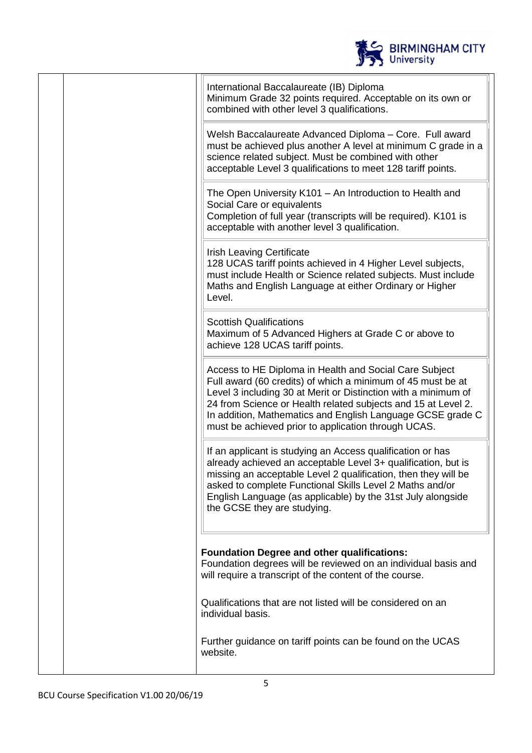| | | |
|---|---|---|
| | | International Baccalaureate (IB) Diploma<br>Minimum Grade 32 points required. Acceptable on its own or combined with other level 3 qualifications.<br><br>Welsh Baccalaureate Advanced Diploma – Core. Full award must be achieved plus another A level at minimum C grade in a science related subject. Must be combined with other acceptable Level 3 qualifications to meet 128 tariff points.<br><br>The Open University K101 – An Introduction to Health and Social Care or equivalents<br>Completion of full year (transcripts will be required). K101 is acceptable with another level 3 qualification.<br><br>Irish Leaving Certificate<br>128 UCAS tariff points achieved in 4 Higher Level subjects, must include Health or Science related subjects. Must include Maths and English Language at either Ordinary or Higher Level.<br><br>Scottish Qualifications<br>Maximum of 5 Advanced Highers at Grade C or above to achieve 128 UCAS tariff points.<br><br>Access to HE Diploma in Health and Social Care Subject<br>Full award (60 credits) of which a minimum of 45 must be at Level 3 including 30 at Merit or Distinction with a minimum of 24 from Science or Health related subjects and 15 at Level 2. In addition, Mathematics and English Language GCSE grade C must be achieved prior to application through UCAS.<br><br>If an applicant is studying an Access qualification or has already achieved an acceptable Level 3+ qualification, but is missing an acceptable Level 2 qualification, then they will be asked to complete Functional Skills Level 2 Maths and/or English Language (as applicable) by the 31st July alongside the GCSE they are studying.<br><br>**Foundation Degree and other qualifications:**<br>Foundation degrees will be reviewed on an individual basis and will require a transcript of the content of the course.<br><br>Qualifications that are not listed will be considered on an individual basis.<br><br>Further guidance on tariff points can be found on the UCAS website. |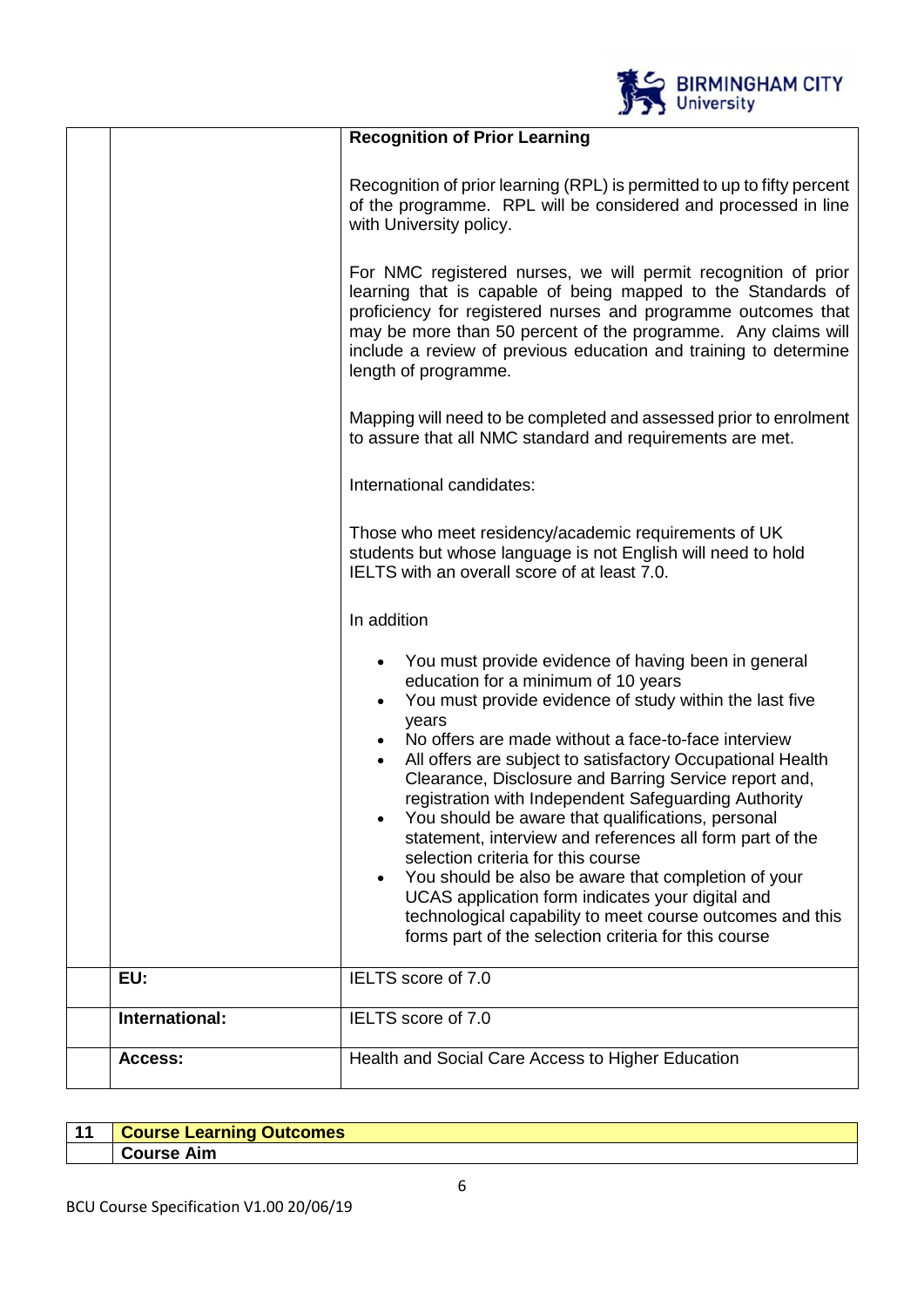| | | |
|---|---|---|
| 11 | | **Recognition of Prior Learning**<br><br>Recognition of prior learning (RPL) is permitted to up to fifty percent of the programme. RPL will be considered and processed in line with University policy.<br><br>For NMC registered nurses, we will permit recognition of prior learning that is capable of being mapped to the Standards of proficiency for registered nurses and programme outcomes that may be more than 50 percent of the programme. Any claims will include a review of previous education and training to determine length of programme.<br><br>Mapping will need to be completed and assessed prior to enrolment to assure that all NMC standard and requirements are met.<br><br>International candidates:<br><br>Those who meet residency/academic requirements of UK students but whose language is not English will need to hold IELTS with an overall score of at least 7.0.<br><br>In addition<br><br>• You must provide evidence of having been in general education for a minimum of 10 years<br>• You must provide evidence of study within the last five years<br>• No offers are made without a face-to-face interview<br>• All offers are subject to satisfactory Occupational Health Clearance, Disclosure and Barring Service report and, registration with Independent Safeguarding Authority<br>• You should be aware that qualifications, personal statement, interview and references all form part of the selection criteria for this course<br>• You should be also be aware that completion of your UCAS application form indicates your digital and technological capability to meet course outcomes and this forms part of the selection criteria for this course |
| | **EU:** | IELTS score of 7.0 |
| | **International:** | IELTS score of 7.0 |
| | **Access:** | Health and Social Care Access to Higher Education |

| | |
|---|---|
| **11** | **Course Learning Outcomes** |
| | **Course Aim** |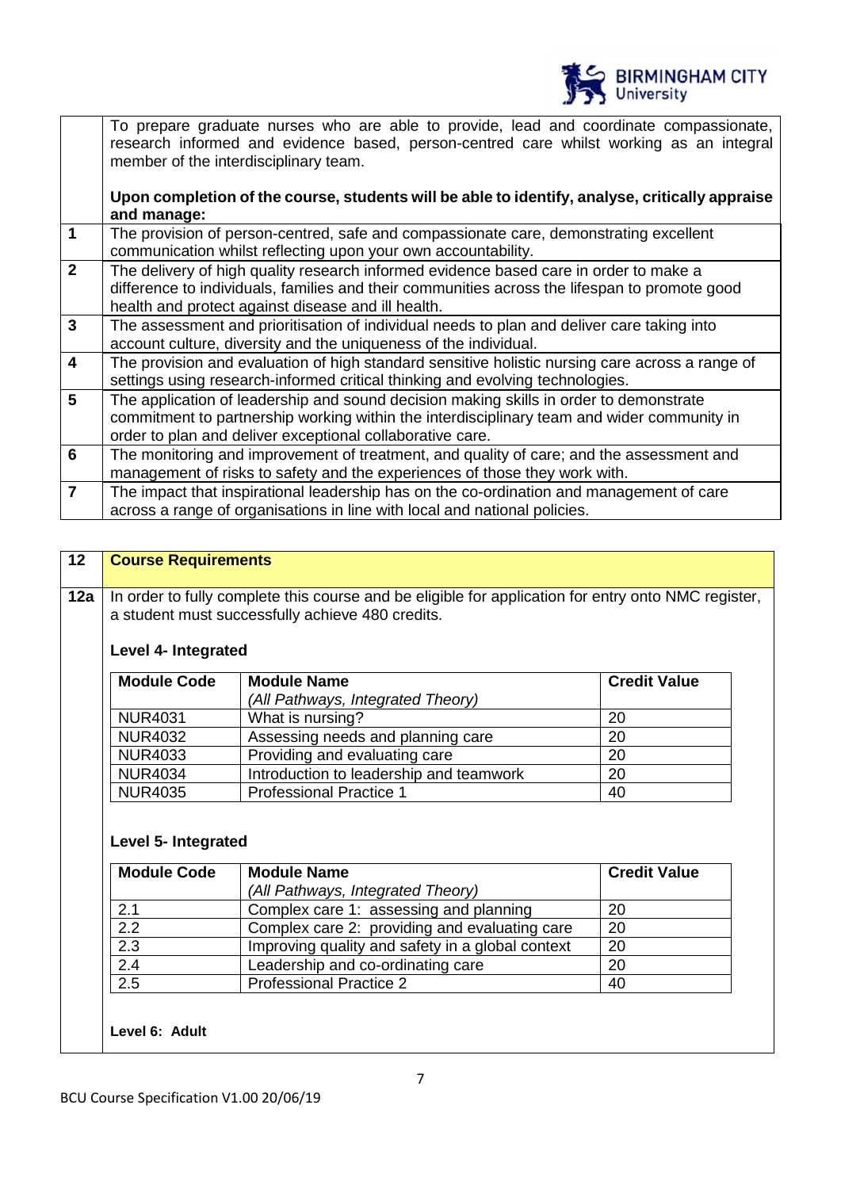| | |
|---|---|
| | To prepare graduate nurses who are able to provide, lead and coordinate compassionate, research informed and evidence based, person-centred care whilst working as an integral member of the interdisciplinary team.<br><br>**Upon completion of the course, students will be able to identify, analyse, critically appraise and manage:** |
| **1** | The provision of person-centred, safe and compassionate care, demonstrating excellent communication whilst reflecting upon your own accountability. |
| **2** | The delivery of high quality research informed evidence based care in order to make a difference to individuals, families and their communities across the lifespan to promote good health and protect against disease and ill health. |
| **3** | The assessment and prioritisation of individual needs to plan and deliver care taking into account culture, diversity and the uniqueness of the individual. |
| **4** | The provision and evaluation of high standard sensitive holistic nursing care across a range of settings using research-informed critical thinking and evolving technologies. |
| **5** | The application of leadership and sound decision making skills in order to demonstrate commitment to partnership working within the interdisciplinary team and wider community in order to plan and deliver exceptional collaborative care. |
| **6** | The monitoring and improvement of treatment, and quality of care; and the assessment and management of risks to safety and the experiences of those they work with. |
| **7** | The impact that inspirational leadership has on the co-ordination and management of care across a range of organisations in line with local and national policies. |

## 12 Course Requirements

**12a** In order to fully complete this course and be eligible for application for entry onto NMC register, a student must successfully achieve 480 credits.

### Level 4- Integrated

| Module Code | Module Name<br>*(All Pathways, Integrated Theory)* | Credit Value |
|---|---|---|
| NUR4031 | What is nursing? | 20 |
| NUR4032 | Assessing needs and planning care | 20 |
| NUR4033 | Providing and evaluating care | 20 |
| NUR4034 | Introduction to leadership and teamwork | 20 |
| NUR4035 | Professional Practice 1 | 40 |

### Level 5- Integrated

| Module Code | Module Name<br>*(All Pathways, Integrated Theory)* | Credit Value |
|---|---|---|
| 2.1 | Complex care 1: assessing and planning | 20 |
| 2.2 | Complex care 2: providing and evaluating care | 20 |
| 2.3 | Improving quality and safety in a global context | 20 |
| 2.4 | Leadership and co-ordinating care | 20 |
| 2.5 | Professional Practice 2 | 40 |

**Level 6: Adult**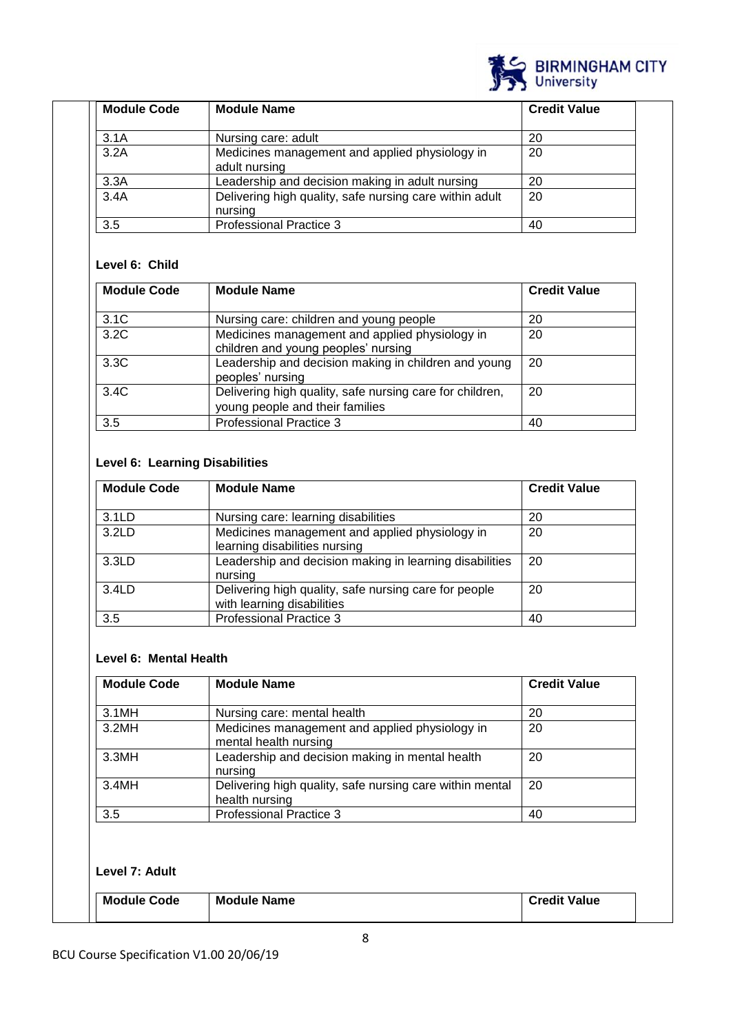| Module Code | Module Name | Credit Value |
|---|---|---|
| 3.1A | Nursing care: adult | 20 |
| 3.2A | Medicines management and applied physiology in adult nursing | 20 |
| 3.3A | Leadership and decision making in adult nursing | 20 |
| 3.4A | Delivering high quality, safe nursing care within adult nursing | 20 |
| 3.5 | Professional Practice 3 | 40 |

**Level 6: Child**

| Module Code | Module Name | Credit Value |
|---|---|---|
| 3.1C | Nursing care: children and young people | 20 |
| 3.2C | Medicines management and applied physiology in children and young peoples' nursing | 20 |
| 3.3C | Leadership and decision making in children and young peoples' nursing | 20 |
| 3.4C | Delivering high quality, safe nursing care for children, young people and their families | 20 |
| 3.5 | Professional Practice 3 | 40 |

**Level 6: Learning Disabilities**

| Module Code | Module Name | Credit Value |
|---|---|---|
| 3.1LD | Nursing care: learning disabilities | 20 |
| 3.2LD | Medicines management and applied physiology in learning disabilities nursing | 20 |
| 3.3LD | Leadership and decision making in learning disabilities nursing | 20 |
| 3.4LD | Delivering high quality, safe nursing care for people with learning disabilities | 20 |
| 3.5 | Professional Practice 3 | 40 |

**Level 6: Mental Health**

| Module Code | Module Name | Credit Value |
|---|---|---|
| 3.1MH | Nursing care: mental health | 20 |
| 3.2MH | Medicines management and applied physiology in mental health nursing | 20 |
| 3.3MH | Leadership and decision making in mental health nursing | 20 |
| 3.4MH | Delivering high quality, safe nursing care within mental health nursing | 20 |
| 3.5 | Professional Practice 3 | 40 |

**Level 7: Adult**

| Module Code | Module Name | Credit Value |
|---|---|---|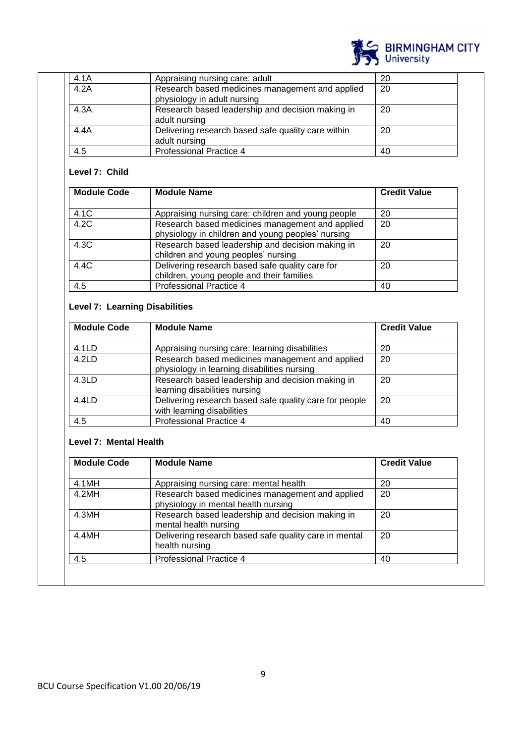| | | |
|---|---|---|
| 4.1A | Appraising nursing care: adult | 20 |
| 4.2A | Research based medicines management and applied physiology in adult nursing | 20 |
| 4.3A | Research based leadership and decision making in adult nursing | 20 |
| 4.4A | Delivering research based safe quality care within adult nursing | 20 |
| 4.5 | Professional Practice 4 | 40 |

**Level 7: Child**

| Module Code | Module Name | Credit Value |
|---|---|---|
| 4.1C | Appraising nursing care: children and young people | 20 |
| 4.2C | Research based medicines management and applied physiology in children and young peoples' nursing | 20 |
| 4.3C | Research based leadership and decision making in children and young peoples' nursing | 20 |
| 4.4C | Delivering research based safe quality care for children, young people and their families | 20 |
| 4.5 | Professional Practice 4 | 40 |

**Level 7: Learning Disabilities**

| Module Code | Module Name | Credit Value |
|---|---|---|
| 4.1LD | Appraising nursing care: learning disabilities | 20 |
| 4.2LD | Research based medicines management and applied physiology in learning disabilities nursing | 20 |
| 4.3LD | Research based leadership and decision making in learning disabilities nursing | 20 |
| 4.4LD | Delivering research based safe quality care for people with learning disabilities | 20 |
| 4.5 | Professional Practice 4 | 40 |

**Level 7: Mental Health**

| Module Code | Module Name | Credit Value |
|---|---|---|
| 4.1MH | Appraising nursing care: mental health | 20 |
| 4.2MH | Research based medicines management and applied physiology in mental health nursing | 20 |
| 4.3MH | Research based leadership and decision making in mental health nursing | 20 |
| 4.4MH | Delivering research based safe quality care in mental health nursing | 20 |
| 4.5 | Professional Practice 4 | 40 |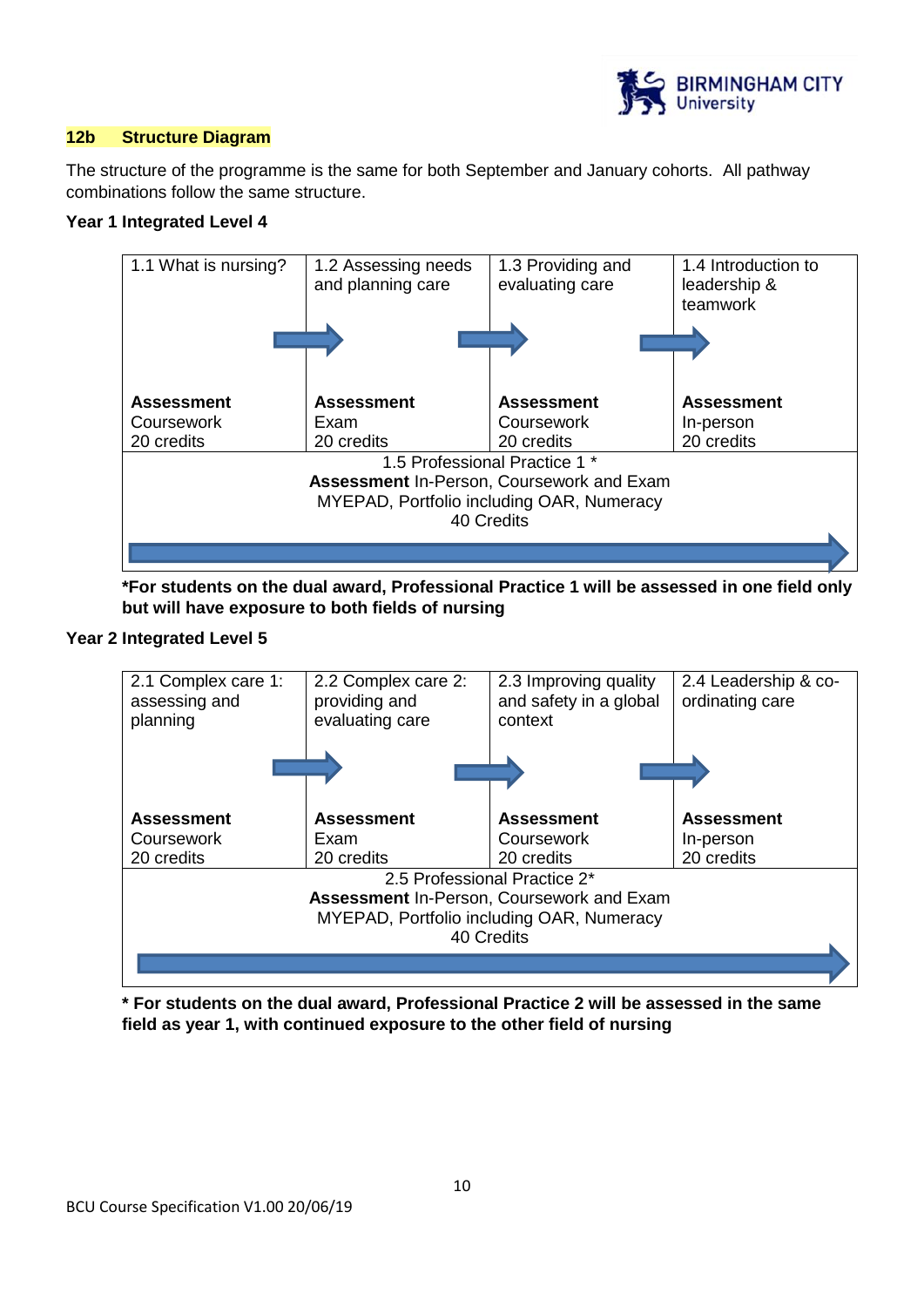## 12b Structure Diagram

The structure of the programme is the same for both September and January cohorts. All pathway combinations follow the same structure.

**Year 1 Integrated Level 4**

| | | | |
|---|---|---|---|
| 1.1 What is nursing?<br><br>**Assessment**<br>Coursework<br>20 credits | 1.2 Assessing needs and planning care<br><br>**Assessment**<br>Exam<br>20 credits | 1.3 Providing and evaluating care<br><br>**Assessment**<br>Coursework<br>20 credits | 1.4 Introduction to leadership & teamwork<br><br>**Assessment**<br>In-person<br>20 credits |
| 1.5 Professional Practice 1 *<br>**Assessment** In-Person, Coursework and Exam<br>MYEPAD, Portfolio including OAR, Numeracy<br>40 Credits | | | |

***For students on the dual award, Professional Practice 1 will be assessed in one field only but will have exposure to both fields of nursing**

**Year 2 Integrated Level 5**

| | | | |
|---|---|---|---|
| 2.1 Complex care 1: assessing and planning<br><br>**Assessment**<br>Coursework<br>20 credits | 2.2 Complex care 2: providing and evaluating care<br><br>**Assessment**<br>Exam<br>20 credits | 2.3 Improving quality and safety in a global context<br><br>**Assessment**<br>Coursework<br>20 credits | 2.4 Leadership & co-ordinating care<br><br>**Assessment**<br>In-person<br>20 credits |
| 2.5 Professional Practice 2*<br>**Assessment** In-Person, Coursework and Exam<br>MYEPAD, Portfolio including OAR, Numeracy<br>40 Credits | | | |

*** For students on the dual award, Professional Practice 2 will be assessed in the same field as year 1, with continued exposure to the other field of nursing**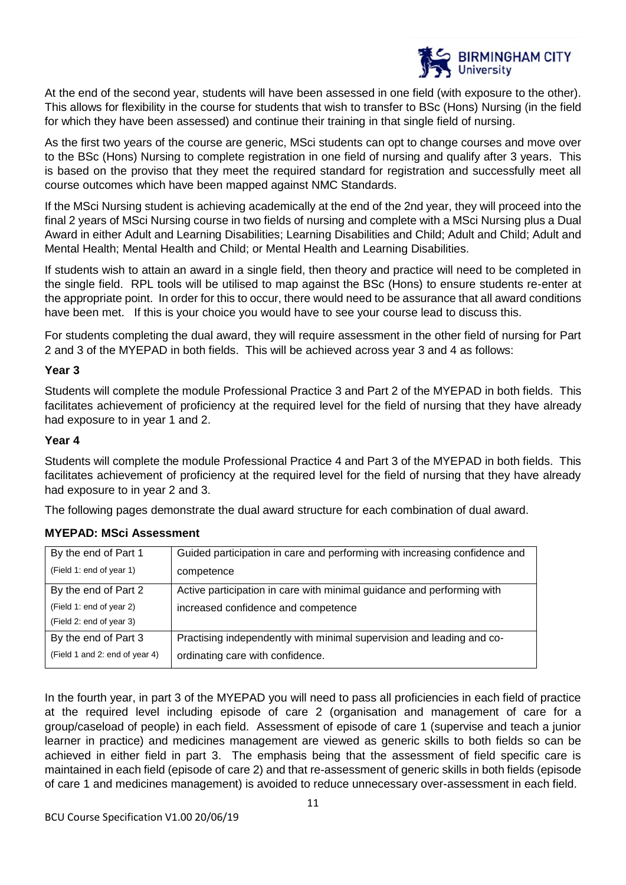At the end of the second year, students will have been assessed in one field (with exposure to the other). This allows for flexibility in the course for students that wish to transfer to BSc (Hons) Nursing (in the field for which they have been assessed) and continue their training in that single field of nursing.

As the first two years of the course are generic, MSci students can opt to change courses and move over to the BSc (Hons) Nursing to complete registration in one field of nursing and qualify after 3 years. This is based on the proviso that they meet the required standard for registration and successfully meet all course outcomes which have been mapped against NMC Standards.

If the MSci Nursing student is achieving academically at the end of the 2nd year, they will proceed into the final 2 years of MSci Nursing course in two fields of nursing and complete with a MSci Nursing plus a Dual Award in either Adult and Learning Disabilities; Learning Disabilities and Child; Adult and Child; Adult and Mental Health; Mental Health and Child; or Mental Health and Learning Disabilities.

If students wish to attain an award in a single field, then theory and practice will need to be completed in the single field. RPL tools will be utilised to map against the BSc (Hons) to ensure students re-enter at the appropriate point. In order for this to occur, there would need to be assurance that all award conditions have been met. If this is your choice you would have to see your course lead to discuss this.

For students completing the dual award, they will require assessment in the other field of nursing for Part 2 and 3 of the MYEPAD in both fields. This will be achieved across year 3 and 4 as follows:

**Year 3**

Students will complete the module Professional Practice 3 and Part 2 of the MYEPAD in both fields. This facilitates achievement of proficiency at the required level for the field of nursing that they have already had exposure to in year 1 and 2.

**Year 4**

Students will complete the module Professional Practice 4 and Part 3 of the MYEPAD in both fields. This facilitates achievement of proficiency at the required level for the field of nursing that they have already had exposure to in year 2 and 3.

The following pages demonstrate the dual award structure for each combination of dual award.

**MYEPAD: MSci Assessment**

| | |
|---|---|
| By the end of Part 1<br>(Field 1: end of year 1) | Guided participation in care and performing with increasing confidence and competence |
| By the end of Part 2<br>(Field 1: end of year 2)<br>(Field 2: end of year 3) | Active participation in care with minimal guidance and performing with increased confidence and competence |
| By the end of Part 3<br>(Field 1 and 2: end of year 4) | Practising independently with minimal supervision and leading and co-ordinating care with confidence. |

In the fourth year, in part 3 of the MYEPAD you will need to pass all proficiencies in each field of practice at the required level including episode of care 2 (organisation and management of care for a group/caseload of people) in each field. Assessment of episode of care 1 (supervise and teach a junior learner in practice) and medicines management are viewed as generic skills to both fields so can be achieved in either field in part 3. The emphasis being that the assessment of field specific care is maintained in each field (episode of care 2) and that re-assessment of generic skills in both fields (episode of care 1 and medicines management) is avoided to reduce unnecessary over-assessment in each field.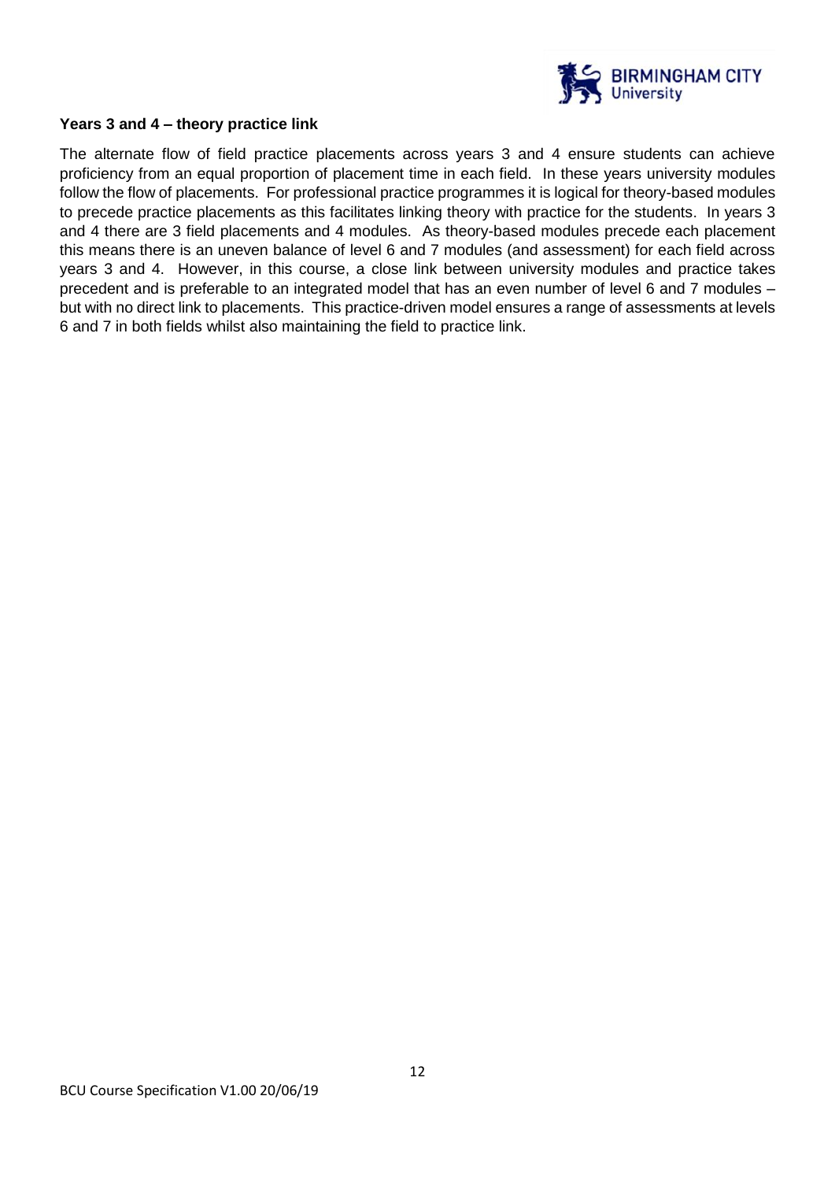**Years 3 and 4 – theory practice link**

The alternate flow of field practice placements across years 3 and 4 ensure students can achieve proficiency from an equal proportion of placement time in each field. In these years university modules follow the flow of placements. For professional practice programmes it is logical for theory-based modules to precede practice placements as this facilitates linking theory with practice for the students. In years 3 and 4 there are 3 field placements and 4 modules. As theory-based modules precede each placement this means there is an uneven balance of level 6 and 7 modules (and assessment) for each field across years 3 and 4. However, in this course, a close link between university modules and practice takes precedent and is preferable to an integrated model that has an even number of level 6 and 7 modules – but with no direct link to placements. This practice-driven model ensures a range of assessments at levels 6 and 7 in both fields whilst also maintaining the field to practice link.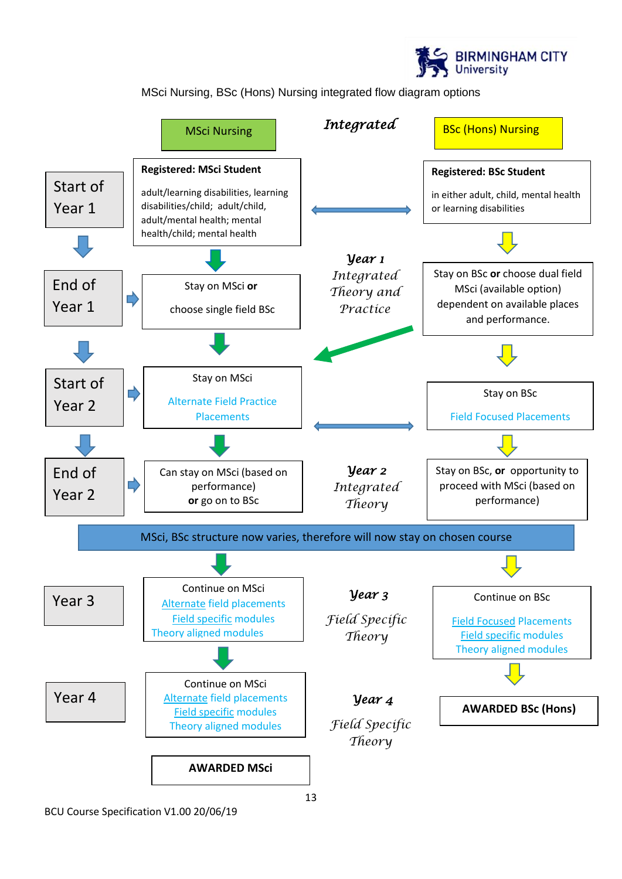MSci Nursing, BSc (Hons) Nursing integrated flow diagram options

| | MSci Nursing | Integrated | BSc (Hons) Nursing |
|---|---|---|---|
| Start of Year 1 | **Registered: MSci Student**<br>adult/learning disabilities, learning disabilities/child; adult/child, adult/mental health; mental health/child; mental health | | **Registered: BSc Student**<br>in either adult, child, mental health or learning disabilities |
| End of Year 1 | Stay on MSci **or**<br>choose single field BSc | *Year 1 Integrated Theory and Practice* | Stay on BSc **or** choose dual field MSci (available option) dependent on available places and performance. |
| Start of Year 2 | Stay on MSci<br>Alternate Field Practice Placements | | Stay on BSc<br>Field Focused Placements |
| End of Year 2 | Can stay on MSci (based on performance)<br>**or** go on to BSc | *Year 2 Integrated Theory* | Stay on BSc, **or** opportunity to proceed with MSci (based on performance) |

MSci, BSc structure now varies, therefore will now stay on chosen course

| | MSci Nursing | | BSc (Hons) Nursing |
|---|---|---|---|
| Year 3 | Continue on MSci<br>Alternate field placements<br>Field specific modules<br>Theory aligned modules | *Year 3 Field Specific Theory* | Continue on BSc<br>Field Focused Placements<br>Field specific modules<br>Theory aligned modules |
| Year 4 | Continue on MSci<br>Alternate field placements<br>Field specific modules<br>Theory aligned modules | *Year 4 Field Specific Theory* | **AWARDED BSc (Hons)** |
| | **AWARDED MSci** | | |

BCU Course Specification V1.00 20/06/19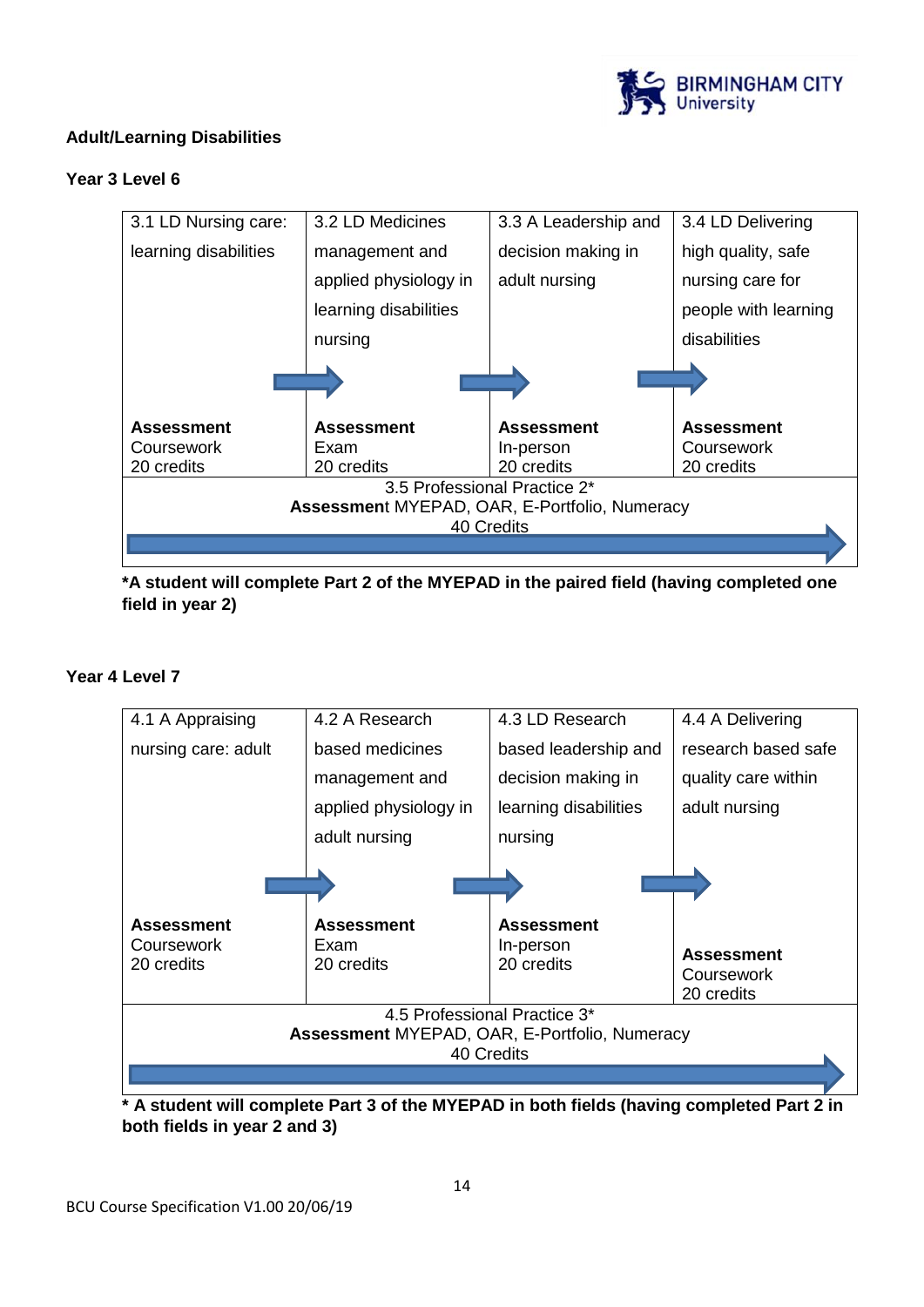**Adult/Learning Disabilities**

**Year 3 Level 6**

| | | | |
|---|---|---|---|
| 3.1 LD Nursing care: learning disabilities | 3.2 LD Medicines management and applied physiology in learning disabilities nursing | 3.3 A Leadership and decision making in adult nursing | 3.4 LD Delivering high quality, safe nursing care for people with learning disabilities |
| **Assessment** Coursework 20 credits | **Assessment** Exam 20 credits | **Assessment** In-person 20 credits | **Assessment** Coursework 20 credits |
| 3.5 Professional Practice 2* **Assessment** MYEPAD, OAR, E-Portfolio, Numeracy 40 Credits | | | |

**\*A student will complete Part 2 of the MYEPAD in the paired field (having completed one field in year 2)**

**Year 4 Level 7**

| | | | |
|---|---|---|---|
| 4.1 A Appraising nursing care: adult | 4.2 A Research based medicines management and applied physiology in adult nursing | 4.3 LD Research based leadership and decision making in learning disabilities nursing | 4.4 A Delivering research based safe quality care within adult nursing |
| **Assessment** Coursework 20 credits | **Assessment** Exam 20 credits | **Assessment** In-person 20 credits | **Assessment** Coursework 20 credits |
| 4.5 Professional Practice 3* **Assessment** MYEPAD, OAR, E-Portfolio, Numeracy 40 Credits | | | |

**\* A student will complete Part 3 of the MYEPAD in both fields (having completed Part 2 in both fields in year 2 and 3)**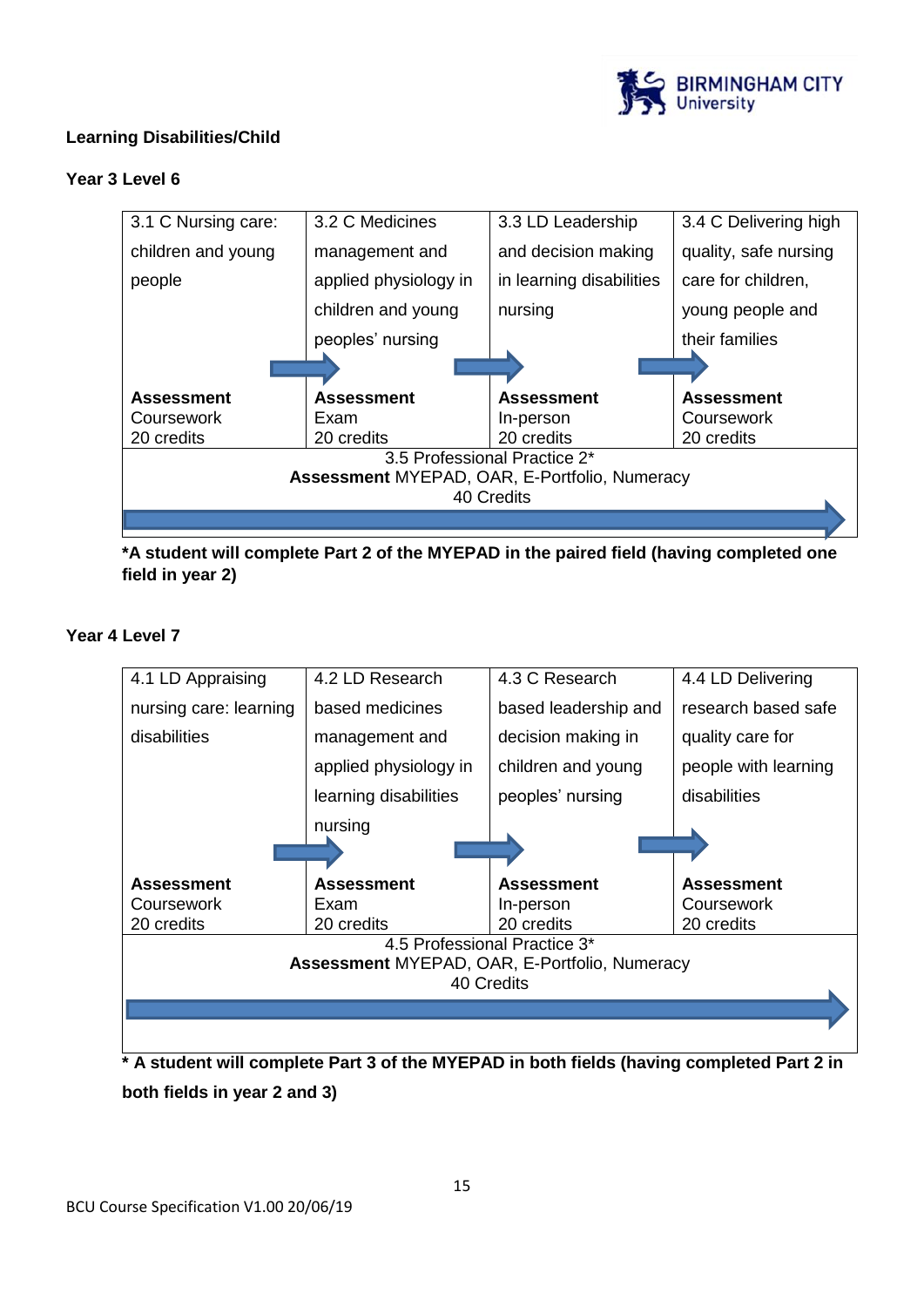**Learning Disabilities/Child**

**Year 3 Level 6**

| | | | |
|---|---|---|---|
| 3.1 C Nursing care: children and young people | 3.2 C Medicines management and applied physiology in children and young peoples' nursing | 3.3 LD Leadership and decision making in learning disabilities nursing | 3.4 C Delivering high quality, safe nursing care for children, young people and their families |
| **Assessment** Coursework 20 credits | **Assessment** Exam 20 credits | **Assessment** In-person 20 credits | **Assessment** Coursework 20 credits |
| 3.5 Professional Practice 2* **Assessment** MYEPAD, OAR, E-Portfolio, Numeracy 40 Credits | | | |

**\*A student will complete Part 2 of the MYEPAD in the paired field (having completed one field in year 2)**

**Year 4 Level 7**

| | | | |
|---|---|---|---|
| 4.1 LD Appraising nursing care: learning disabilities | 4.2 LD Research based medicines management and applied physiology in learning disabilities nursing | 4.3 C Research based leadership and decision making in children and young peoples' nursing | 4.4 LD Delivering research based safe quality care for people with learning disabilities |
| **Assessment** Coursework 20 credits | **Assessment** Exam 20 credits | **Assessment** In-person 20 credits | **Assessment** Coursework 20 credits |
| 4.5 Professional Practice 3* **Assessment** MYEPAD, OAR, E-Portfolio, Numeracy 40 Credits | | | |

**\* A student will complete Part 3 of the MYEPAD in both fields (having completed Part 2 in both fields in year 2 and 3)**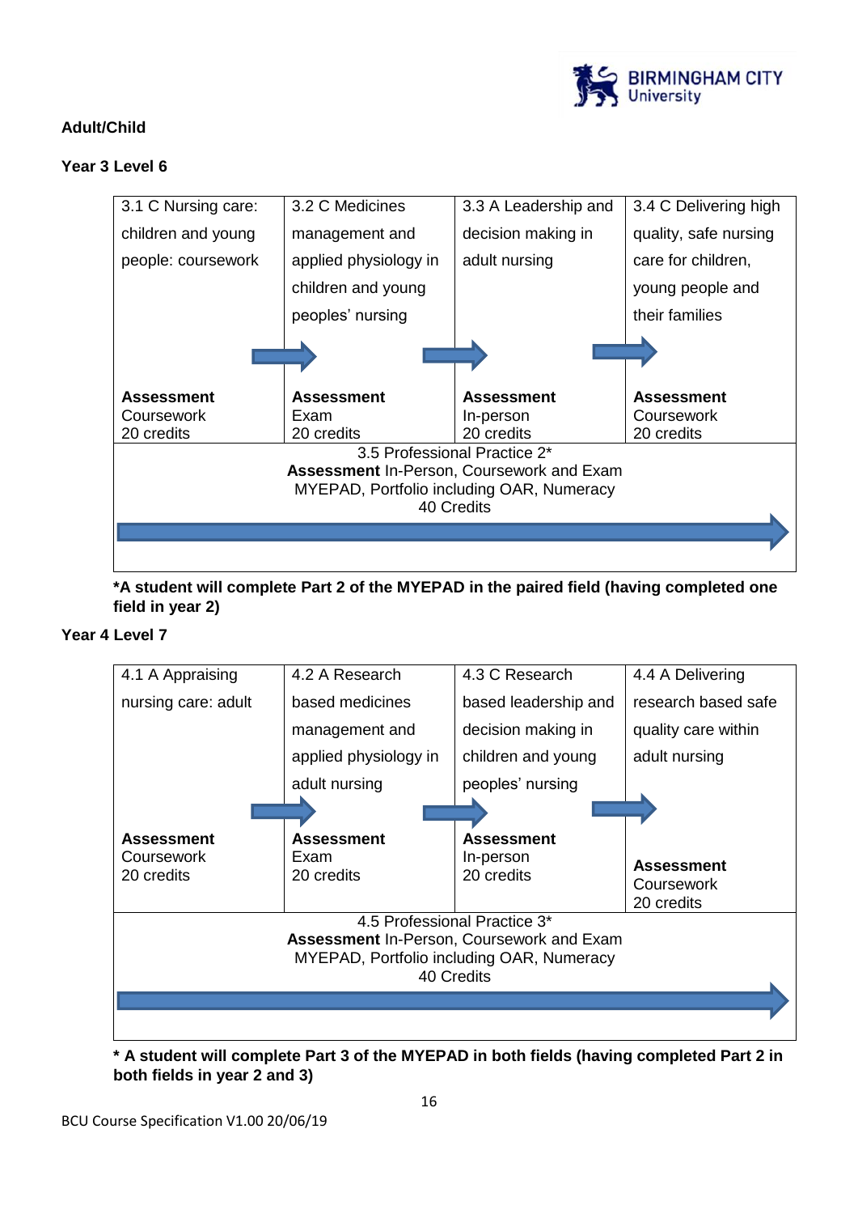**Adult/Child**

**Year 3 Level 6**

| | | | |
|---|---|---|---|
| 3.1 C Nursing care: children and young people: coursework | 3.2 C Medicines management and applied physiology in children and young peoples' nursing | 3.3 A Leadership and decision making in adult nursing | 3.4 C Delivering high quality, safe nursing care for children, young people and their families |
| **Assessment** Coursework 20 credits | **Assessment** Exam 20 credits | **Assessment** In-person 20 credits | **Assessment** Coursework 20 credits |
| 3.5 Professional Practice 2* **Assessment** In-Person, Coursework and Exam MYEPAD, Portfolio including OAR, Numeracy 40 Credits | | | |

**\*A student will complete Part 2 of the MYEPAD in the paired field (having completed one field in year 2)**

**Year 4 Level 7**

| | | | |
|---|---|---|---|
| 4.1 A Appraising nursing care: adult | 4.2 A Research based medicines management and applied physiology in adult nursing | 4.3 C Research based leadership and decision making in children and young peoples' nursing | 4.4 A Delivering research based safe quality care within adult nursing |
| **Assessment** Coursework 20 credits | **Assessment** Exam 20 credits | **Assessment** In-person 20 credits | **Assessment** Coursework 20 credits |
| 4.5 Professional Practice 3* **Assessment** In-Person, Coursework and Exam MYEPAD, Portfolio including OAR, Numeracy 40 Credits | | | |

**\* A student will complete Part 3 of the MYEPAD in both fields (having completed Part 2 in both fields in year 2 and 3)**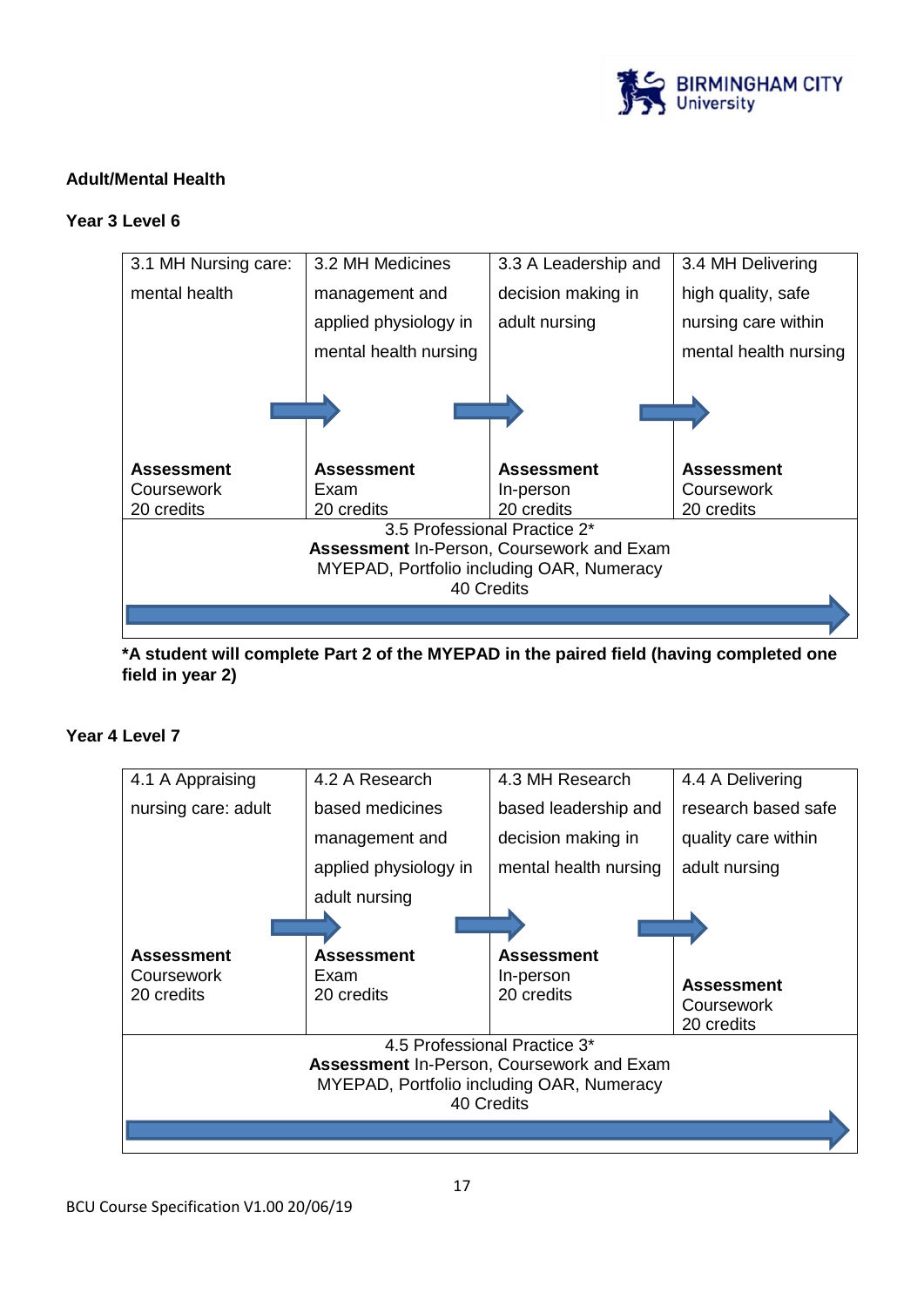**Adult/Mental Health**

**Year 3 Level 6**

| | | | |
|---|---|---|---|
| 3.1 MH Nursing care: mental health | 3.2 MH Medicines management and applied physiology in mental health nursing | 3.3 A Leadership and decision making in adult nursing | 3.4 MH Delivering high quality, safe nursing care within mental health nursing |
| **Assessment** Coursework 20 credits | **Assessment** Exam 20 credits | **Assessment** In-person 20 credits | **Assessment** Coursework 20 credits |
| 3.5 Professional Practice 2* **Assessment** In-Person, Coursework and Exam MYEPAD, Portfolio including OAR, Numeracy 40 Credits | | | |

**\*A student will complete Part 2 of the MYEPAD in the paired field (having completed one field in year 2)**

**Year 4 Level 7**

| | | | |
|---|---|---|---|
| 4.1 A Appraising nursing care: adult | 4.2 A Research based medicines management and applied physiology in adult nursing | 4.3 MH Research based leadership and decision making in mental health nursing | 4.4 A Delivering research based safe quality care within adult nursing |
| **Assessment** Coursework 20 credits | **Assessment** Exam 20 credits | **Assessment** In-person 20 credits | **Assessment** Coursework 20 credits |
| 4.5 Professional Practice 3* **Assessment** In-Person, Coursework and Exam MYEPAD, Portfolio including OAR, Numeracy 40 Credits | | | |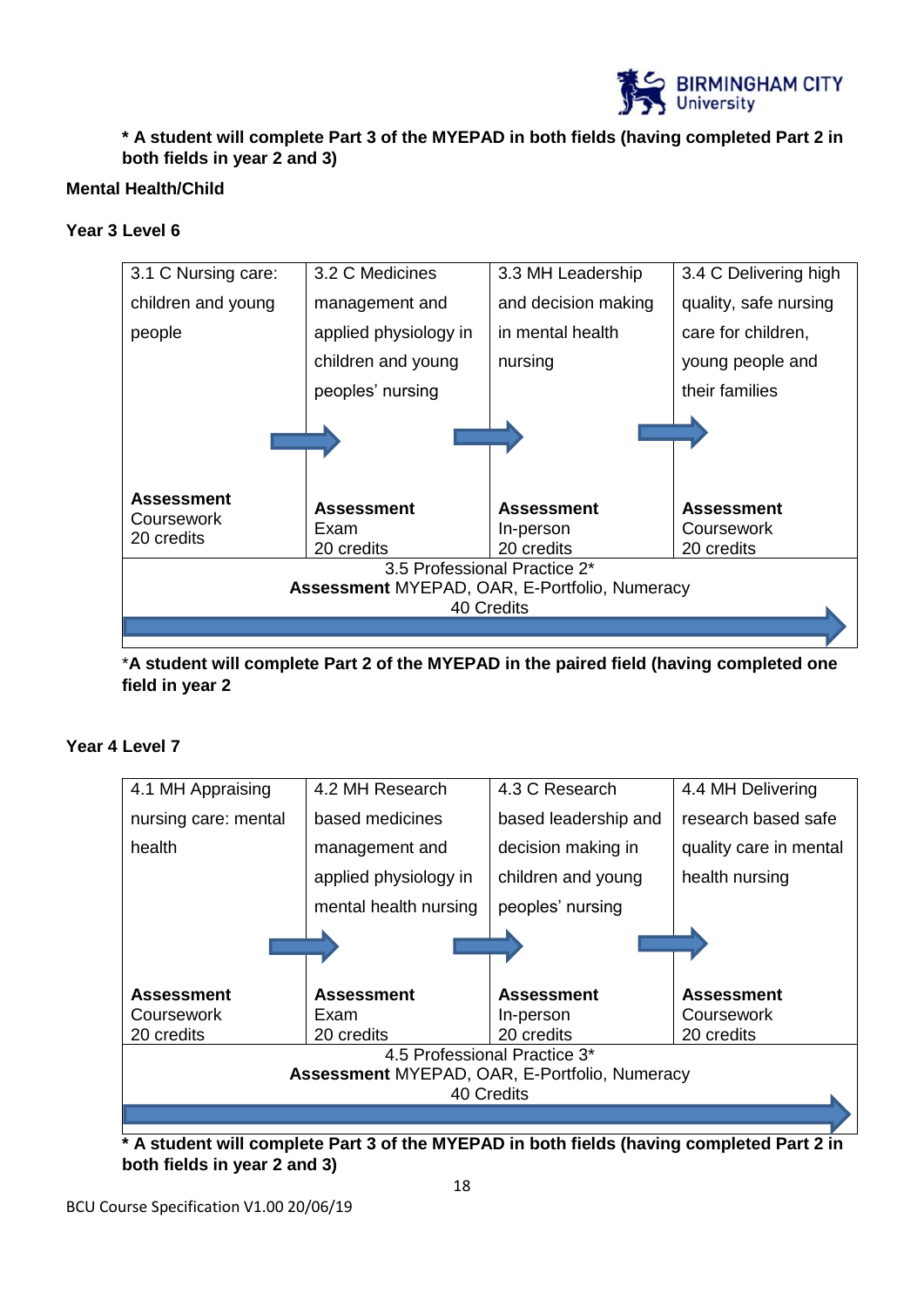**\* A student will complete Part 3 of the MYEPAD in both fields (having completed Part 2 in both fields in year 2 and 3)**

**Mental Health/Child**

**Year 3 Level 6**

| 3.1 C Nursing care: children and young people | 3.2 C Medicines management and applied physiology in children and young peoples' nursing | 3.3 MH Leadership and decision making in mental health nursing | 3.4 C Delivering high quality, safe nursing care for children, young people and their families |
|---|---|---|---|
| **Assessment** Coursework 20 credits | **Assessment** Exam 20 credits | **Assessment** In-person 20 credits | **Assessment** Coursework 20 credits |
| 3.5 Professional Practice 2* **Assessment** MYEPAD, OAR, E-Portfolio, Numeracy 40 Credits | | | |

\***A student will complete Part 2 of the MYEPAD in the paired field (having completed one field in year 2**

**Year 4 Level 7**

| 4.1 MH Appraising nursing care: mental health | 4.2 MH Research based medicines management and applied physiology in mental health nursing | 4.3 C Research based leadership and decision making in children and young peoples' nursing | 4.4 MH Delivering research based safe quality care in mental health nursing |
|---|---|---|---|
| **Assessment** Coursework 20 credits | **Assessment** Exam 20 credits | **Assessment** In-person 20 credits | **Assessment** Coursework 20 credits |
| 4.5 Professional Practice 3* **Assessment** MYEPAD, OAR, E-Portfolio, Numeracy 40 Credits | | | |

**\* A student will complete Part 3 of the MYEPAD in both fields (having completed Part 2 in both fields in year 2 and 3)**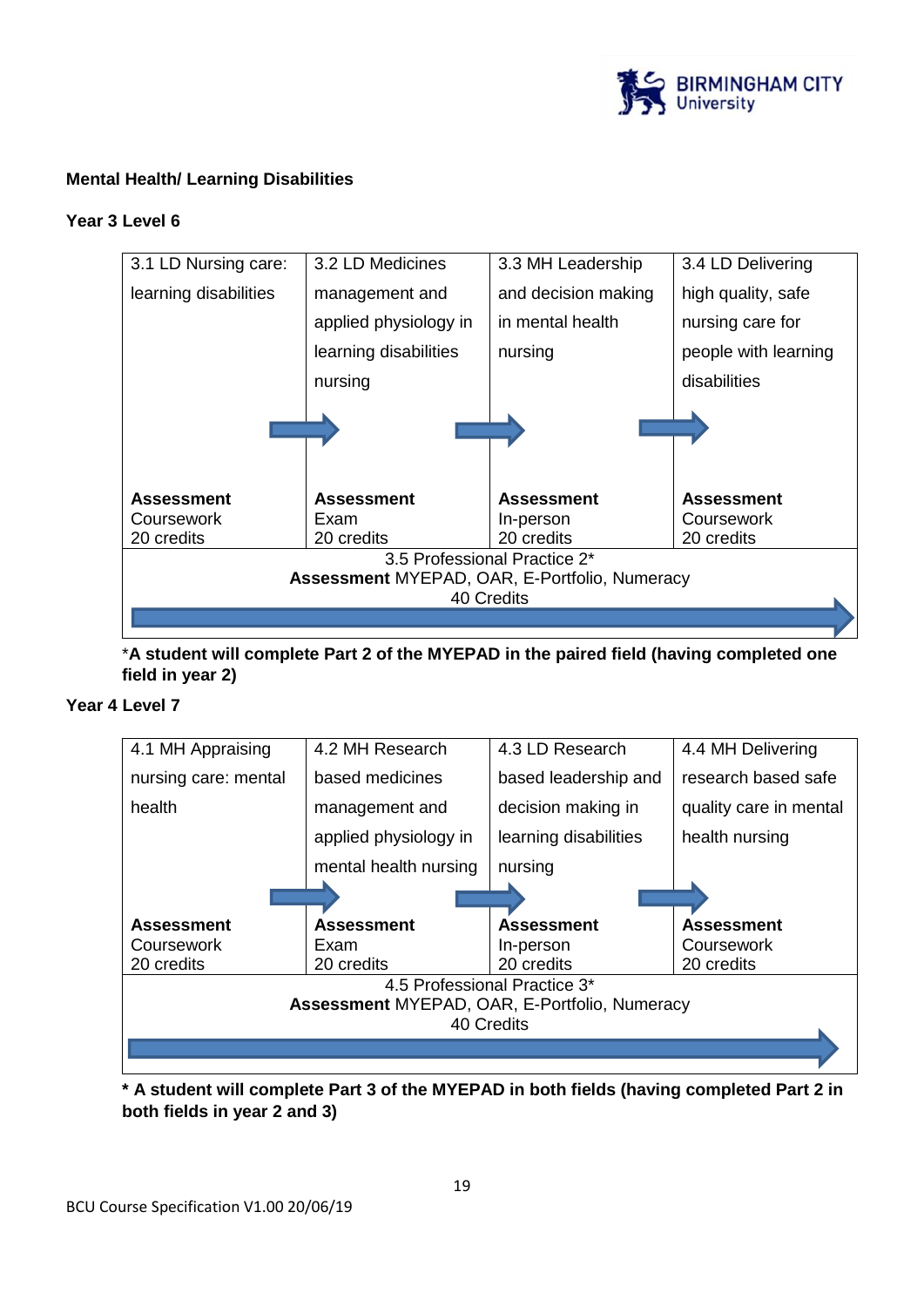**Mental Health/ Learning Disabilities**

**Year 3 Level 6**

| | | | |
|---|---|---|---|
| 3.1 LD Nursing care: learning disabilities | 3.2 LD Medicines management and applied physiology in learning disabilities nursing | 3.3 MH Leadership and decision making in mental health nursing | 3.4 LD Delivering high quality, safe nursing care for people with learning disabilities |
| **Assessment** Coursework 20 credits | **Assessment** Exam 20 credits | **Assessment** In-person 20 credits | **Assessment** Coursework 20 credits |
| 3.5 Professional Practice 2* **Assessment** MYEPAD, OAR, E-Portfolio, Numeracy 40 Credits | | | |

***A student will complete Part 2 of the MYEPAD in the paired field (having completed one field in year 2)**

**Year 4 Level 7**

| | | | |
|---|---|---|---|
| 4.1 MH Appraising nursing care: mental health | 4.2 MH Research based medicines management and applied physiology in mental health nursing | 4.3 LD Research based leadership and decision making in learning disabilities nursing | 4.4 MH Delivering research based safe quality care in mental health nursing |
| **Assessment** Coursework 20 credits | **Assessment** Exam 20 credits | **Assessment** In-person 20 credits | **Assessment** Coursework 20 credits |
| 4.5 Professional Practice 3* **Assessment** MYEPAD, OAR, E-Portfolio, Numeracy 40 Credits | | | |

**\* A student will complete Part 3 of the MYEPAD in both fields (having completed Part 2 in both fields in year 2 and 3)**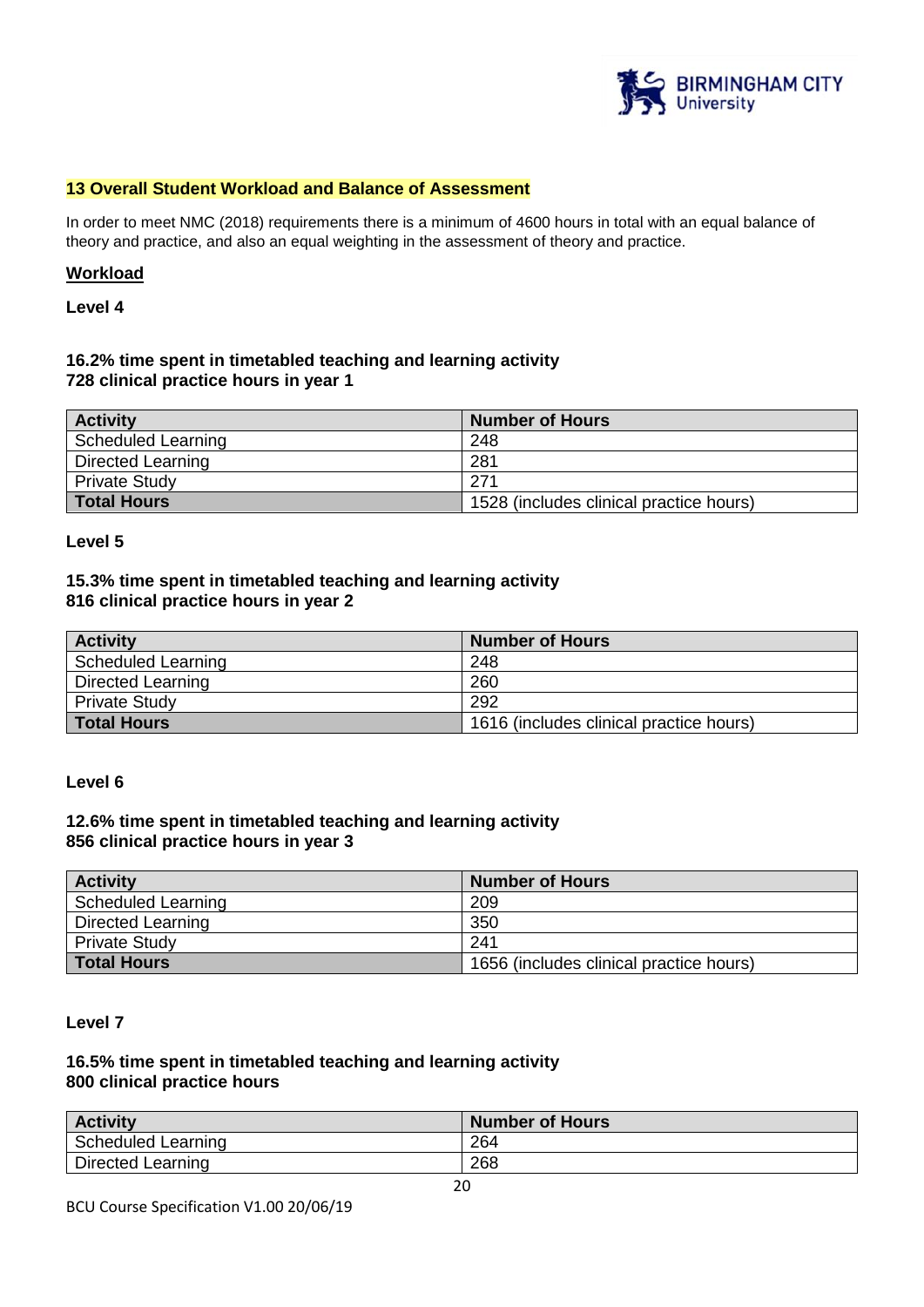## 13 Overall Student Workload and Balance of Assessment

In order to meet NMC (2018) requirements there is a minimum of 4600 hours in total with an equal balance of theory and practice, and also an equal weighting in the assessment of theory and practice.

**Workload**

**Level 4**

**16.2% time spent in timetabled teaching and learning activity**
**728 clinical practice hours in year 1**

| Activity | Number of Hours |
|---|---|
| Scheduled Learning | 248 |
| Directed Learning | 281 |
| Private Study | 271 |
| **Total Hours** | 1528 (includes clinical practice hours) |

**Level 5**

**15.3% time spent in timetabled teaching and learning activity**
**816 clinical practice hours in year 2**

| Activity | Number of Hours |
|---|---|
| Scheduled Learning | 248 |
| Directed Learning | 260 |
| Private Study | 292 |
| **Total Hours** | 1616 (includes clinical practice hours) |

**Level 6**

**12.6% time spent in timetabled teaching and learning activity**
**856 clinical practice hours in year 3**

| Activity | Number of Hours |
|---|---|
| Scheduled Learning | 209 |
| Directed Learning | 350 |
| Private Study | 241 |
| **Total Hours** | 1656 (includes clinical practice hours) |

**Level 7**

**16.5% time spent in timetabled teaching and learning activity**
**800 clinical practice hours**

| Activity | Number of Hours |
|---|---|
| Scheduled Learning | 264 |
| Directed Learning | 268 |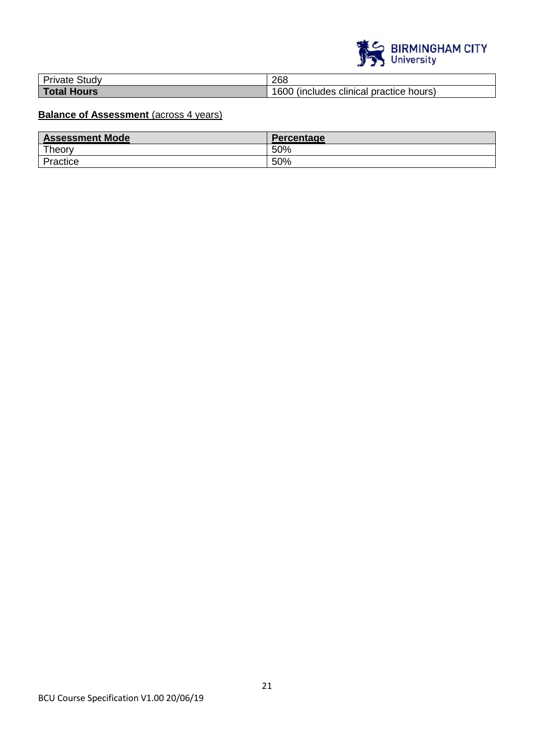| | |
|---|---|
| Private Study | 268 |
| **Total Hours** | 1600 (includes clinical practice hours) |

**Balance of Assessment** (across 4 years)

| **Assessment Mode** | **Percentage** |
|---|---|
| Theory | 50% |
| Practice | 50% |